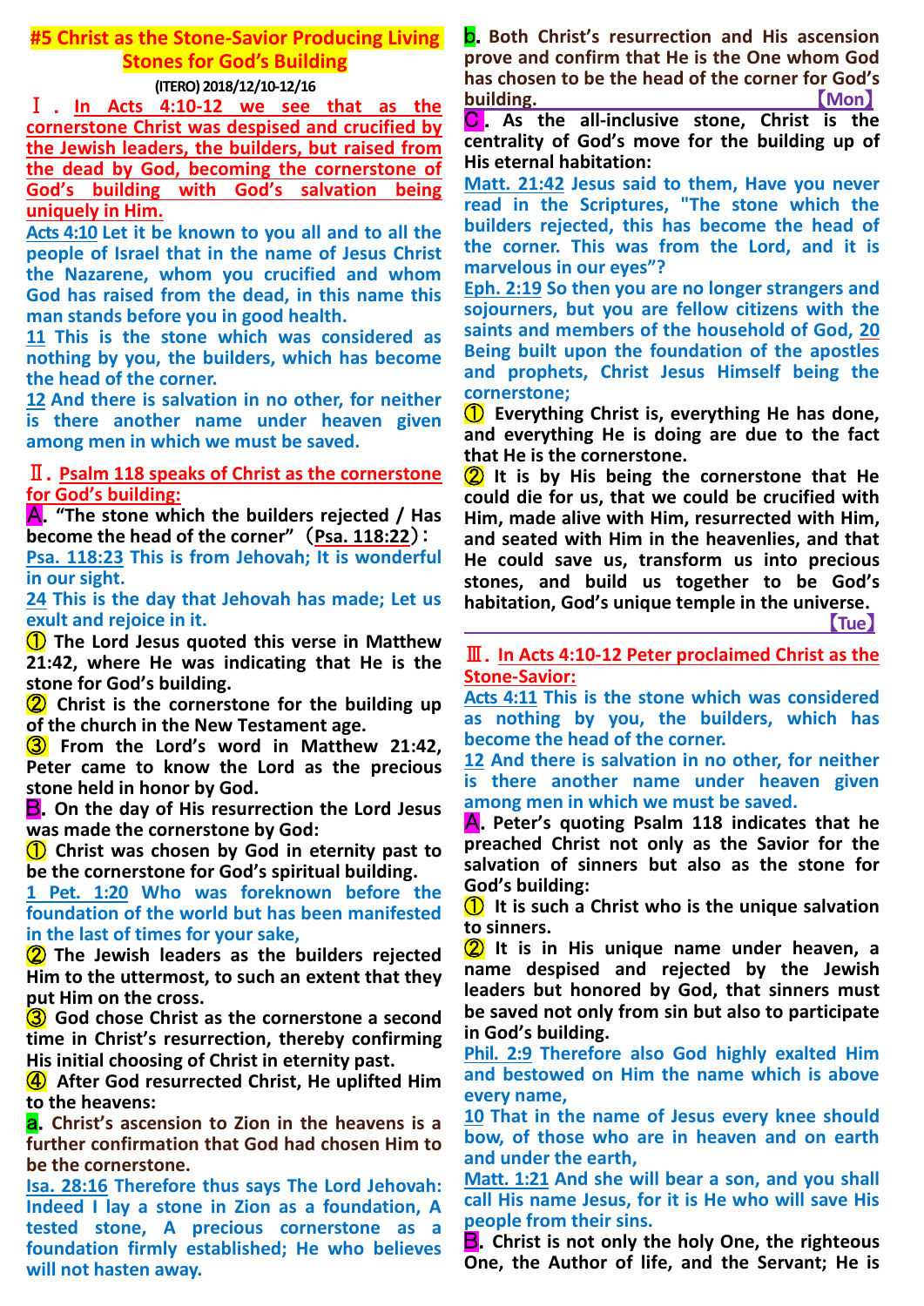# #5 Christ as the Stone-Savior Producing Living Stones for God's Building

**(ITERO) 2018/12/10-12/16**

## Ⅰ. In Acts 4:10-12 we see that as the cornerstone Christ was despised and crucified by the Jewish leaders, the builders, but raised from the dead by God, becoming the cornerstone of God's building with God's salvation being uniquely in Him.

**Acts 4:10** Let it be known to you all and to all the people of Israel that in the name of Jesus Christ the Nazarene, whom you crucified and whom God has raised from the dead, in this name this man stands before you in good health.

**11** This is the stone which was considered as nothing by you, the builders, which has become the head of the corner.

**12** And there is salvation in no other, for neither is there another name under heaven given among men in which we must be saved.

## Ⅱ. Psalm 118 speaks of Christ as the cornerstone for God's building:

**A. "The stone which the builders rejected / Has become the head of the corner"（Psa. 118:22）:**

**Psa. 118:23** This is from Jehovah; It is wonderful in our sight.

**24** This is the day that Jehovah has made; Let us exult and rejoice in it.

**①** The Lord Jesus quoted this verse in Matthew 21:42, where He was indicating that He is the stone for God's building.

**②** Christ is the cornerstone for the building up of the church in the New Testament age.

**③** From the Lord's word in Matthew 21:42, Peter came to know the Lord as the precious stone held in honor by God.

**B. On the day of His resurrection the Lord Jesus was made the cornerstone by God:**

**①** Christ was chosen by God in eternity past to be the cornerstone for God's spiritual building.

**1 Pet. 1:20** Who was foreknown before the foundation of the world but has been manifested in the last of times for your sake,

**②** The Jewish leaders as the builders rejected Him to the uttermost, to such an extent that they put Him on the cross.

**③** God chose Christ as the cornerstone a second time in Christ's resurrection, thereby confirming His initial choosing of Christ in eternity past.

**④** After God resurrected Christ, He uplifted Him to the heavens:

**a.** Christ's ascension to Zion in the heavens is a further confirmation that God had chosen Him to be the cornerstone.

**Isa. 28:16** Therefore thus says The Lord Jehovah: Indeed I lay a stone in Zion as a foundation, A tested stone, A precious cornerstone as a foundation firmly established; He who believes will not hasten away.

**b.** Both Christ's resurrection and His ascension prove and confirm that He is the One whom God has chosen to be the head of the corner for God's building. 【Mon】

**C. As the all-inclusive stone, Christ is the centrality of God's move for the building up of His eternal habitation:**

**Matt. 21:42** Jesus said to them, Have you never read in the Scriptures, "The stone which the builders rejected, this has become the head of the corner. This was from the Lord, and it is marvelous in our eyes"?

**Eph. 2:19** So then you are no longer strangers and sojourners, but you are fellow citizens with the saints and members of the household of God, **20** Being built upon the foundation of the apostles and prophets, Christ Jesus Himself being the cornerstone;

**①** Everything Christ is, everything He has done, and everything He is doing are due to the fact that He is the cornerstone.

**②** It is by His being the cornerstone that He could die for us, that we could be crucified with Him, made alive with Him, resurrected with Him, and seated with Him in the heavenlies, and that He could save us, transform us into precious stones, and build us together to be God's habitation, God's unique temple in the universe. 【Tue】

## Ⅲ. In Acts 4:10-12 Peter proclaimed Christ as the Stone-Savior:

**Acts 4:11** This is the stone which was considered as nothing by you, the builders, which has become the head of the corner.

**12** And there is salvation in no other, for neither is there another name under heaven given among men in which we must be saved.

**A. Peter's quoting Psalm 118 indicates that he preached Christ not only as the Savior for the salvation of sinners but also as the stone for God's building:**

**①** It is such a Christ who is the unique salvation to sinners.

**②** It is in His unique name under heaven, a name despised and rejected by the Jewish leaders but honored by God, that sinners must be saved not only from sin but also to participate in God's building.

**Phil. 2:9** Therefore also God highly exalted Him and bestowed on Him the name which is above every name,

**10** That in the name of Jesus every knee should bow, of those who are in heaven and on earth and under the earth,

**Matt. 1:21** And she will bear a son, and you shall call His name Jesus, for it is He who will save His people from their sins.

**B. Christ is not only the holy One, the righteous One, the Author of life, and the Servant; He is**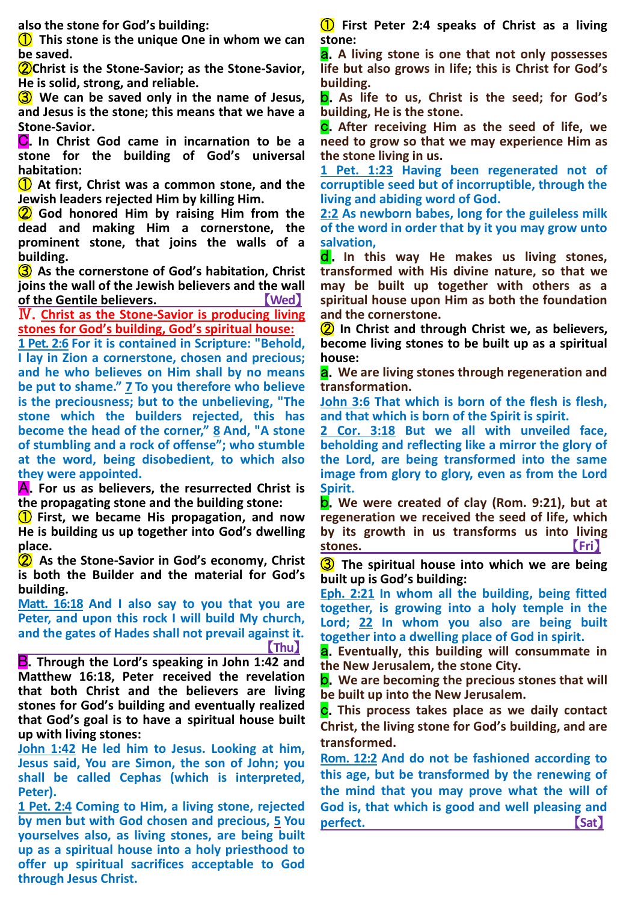also the stone for God's building:

① This stone is the unique One in whom we can be saved.

②Christ is the Stone-Savior; as the Stone-Savior, He is solid, strong, and reliable.

③ We can be saved only in the name of Jesus, and Jesus is the stone; this means that we have a Stone-Savior.

C. In Christ God came in incarnation to be a stone for the building of God's universal habitation:

① At first, Christ was a common stone, and the Jewish leaders rejected Him by killing Him.

② God honored Him by raising Him from the dead and making Him a cornerstone, the prominent stone, that joins the walls of a building.

③ As the cornerstone of God's habitation, Christ joins the wall of the Jewish believers and the wall of the Gentile believers. 【Wed】

**Ⅳ. Christ as the Stone-Savior is producing living stones for God's building, God's spiritual house:**

1 Pet. 2:6 For it is contained in Scripture: "Behold, I lay in Zion a cornerstone, chosen and precious; and he who believes on Him shall by no means be put to shame." 7 To you therefore who believe is the preciousness; but to the unbelieving, "The stone which the builders rejected, this has become the head of the corner," 8 And, "A stone of stumbling and a rock of offense"; who stumble at the word, being disobedient, to which also they were appointed.

A. For us as believers, the resurrected Christ is the propagating stone and the building stone:

① First, we became His propagation, and now He is building us up together into God's dwelling place.

② As the Stone-Savior in God's economy, Christ is both the Builder and the material for God's building.

Matt. 16:18 And I also say to you that you are Peter, and upon this rock I will build My church, and the gates of Hades shall not prevail against it. 【Thu】

B. Through the Lord's speaking in John 1:42 and Matthew 16:18, Peter received the revelation that both Christ and the believers are living stones for God's building and eventually realized that God's goal is to have a spiritual house built up with living stones:

John 1:42 He led him to Jesus. Looking at him, Jesus said, You are Simon, the son of John; you shall be called Cephas (which is interpreted, Peter).

1 Pet. 2:4 Coming to Him, a living stone, rejected by men but with God chosen and precious, 5 You yourselves also, as living stones, are being built up as a spiritual house into a holy priesthood to offer up spiritual sacrifices acceptable to God through Jesus Christ.

① First Peter 2:4 speaks of Christ as a living stone:

a. A living stone is one that not only possesses life but also grows in life; this is Christ for God's building.

b. As life to us, Christ is the seed; for God's building, He is the stone.

c. After receiving Him as the seed of life, we need to grow so that we may experience Him as the stone living in us.

1 Pet. 1:23 Having been regenerated not of corruptible seed but of incorruptible, through the living and abiding word of God.

2:2 As newborn babes, long for the guileless milk of the word in order that by it you may grow unto salvation,

d. In this way He makes us living stones, transformed with His divine nature, so that we may be built up together with others as a spiritual house upon Him as both the foundation and the cornerstone.

② In Christ and through Christ we, as believers, become living stones to be built up as a spiritual house:

a. We are living stones through regeneration and transformation.

John 3:6 That which is born of the flesh is flesh, and that which is born of the Spirit is spirit.

2 Cor. 3:18 But we all with unveiled face, beholding and reflecting like a mirror the glory of the Lord, are being transformed into the same image from glory to glory, even as from the Lord Spirit.

b. We were created of clay (Rom. 9:21), but at regeneration we received the seed of life, which by its growth in us transforms us into living stones. 【Fri】

③ The spiritual house into which we are being built up is God's building:

Eph. 2:21 In whom all the building, being fitted together, is growing into a holy temple in the Lord; 22 In whom you also are being built together into a dwelling place of God in spirit.

a. Eventually, this building will consummate in the New Jerusalem, the stone City.

b. We are becoming the precious stones that will be built up into the New Jerusalem.

c. This process takes place as we daily contact Christ, the living stone for God's building, and are transformed.

Rom. 12:2 And do not be fashioned according to this age, but be transformed by the renewing of the mind that you may prove what the will of God is, that which is good and well pleasing and perfect. 【Sat】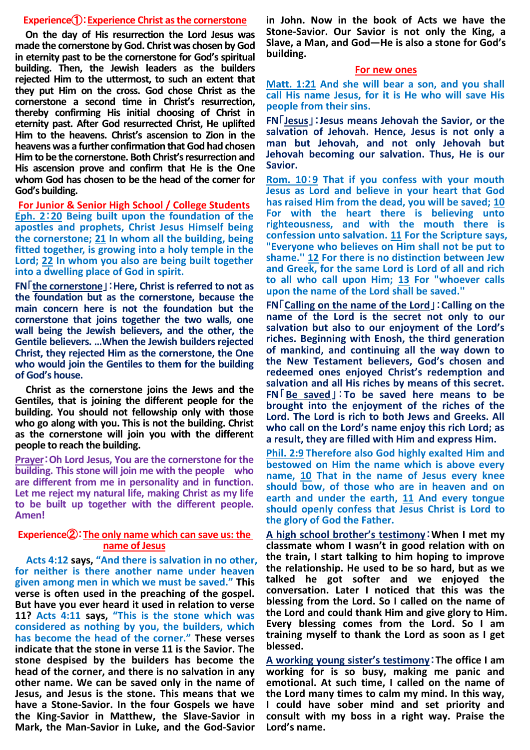## Experience①：Experience Christ as the cornerstone

**On the day of His resurrection the Lord Jesus was made the cornerstone by God. Christ was chosen by God in eternity past to be the cornerstone for God's spiritual building. Then, the Jewish leaders as the builders rejected Him to the uttermost, to such an extent that they put Him on the cross. God chose Christ as the cornerstone a second time in Christ's resurrection, thereby confirming His initial choosing of Christ in eternity past. After God resurrected Christ, He uplifted Him to the heavens. Christ's ascension to Zion in the heavens was a further confirmation that God had chosen Him to be the cornerstone. Both Christ's resurrection and His ascension prove and confirm that He is the One whom God has chosen to be the head of the corner for God's building.**

### For Junior & Senior High School / College Students

**Eph. 2：20 Being built upon the foundation of the apostles and prophets, Christ Jesus Himself being the cornerstone; 21 In whom all the building, being fitted together, is growing into a holy temple in the Lord; 22 In whom you also are being built together into a dwelling place of God in spirit.**

**FN「the cornerstone」：Here, Christ is referred to not as the foundation but as the cornerstone, because the main concern here is not the foundation but the cornerstone that joins together the two walls, one wall being the Jewish believers, and the other, the Gentile believers. …When the Jewish builders rejected Christ, they rejected Him as the cornerstone, the One who would join the Gentiles to them for the building of God's house.**

**Christ as the cornerstone joins the Jews and the Gentiles, that is joining the different people for the building. You should not fellowship only with those who go along with you. This is not the building. Christ as the cornerstone will join you with the different people to reach the building.**

**Prayer：Oh Lord Jesus, You are the cornerstone for the building. This stone will join me with the people who are different from me in personality and in function. Let me reject my natural life, making Christ as my life to be built up together with the different people. Amen!**

## Experience②：The only name which can save us: the name of Jesus

**Acts 4:12 says, "And there is salvation in no other, for neither is there another name under heaven given among men in which we must be saved." This verse is often used in the preaching of the gospel. But have you ever heard it used in relation to verse 11? Acts 4:11 says, "This is the stone which was considered as nothing by you, the builders, which has become the head of the corner." These verses indicate that the stone in verse 11 is the Savior. The stone despised by the builders has become the head of the corner, and there is no salvation in any other name. We can be saved only in the name of Jesus, and Jesus is the stone. This means that we have a Stone-Savior. In the four Gospels we have the King-Savior in Matthew, the Slave-Savior in Mark, the Man-Savior in Luke, and the God-Savior in John. Now in the book of Acts we have the Stone-Savior. Our Savior is not only the King, a Slave, a Man, and God—He is also a stone for God's building.**

### For new ones

**Matt. 1:21 And she will bear a son, and you shall call His name Jesus, for it is He who will save His people from their sins.**

**FN「Jesus」：Jesus means Jehovah the Savior, or the salvation of Jehovah. Hence, Jesus is not only a man but Jehovah, and not only Jehovah but Jehovah becoming our salvation. Thus, He is our Savior.**

**Rom. 10：9 That if you confess with your mouth Jesus as Lord and believe in your heart that God has raised Him from the dead, you will be saved; 10 For with the heart there is believing unto righteousness, and with the mouth there is confession unto salvation. 11 For the Scripture says, "Everyone who believes on Him shall not be put to shame." 12 For there is no distinction between Jew and Greek, for the same Lord is Lord of all and rich to all who call upon Him; 13 For "whoever calls upon the name of the Lord shall be saved."**

**FN「Calling on the name of the Lord」：Calling on the name of the Lord is the secret not only to our salvation but also to our enjoyment of the Lord's riches. Beginning with Enosh, the third generation of mankind, and continuing all the way down to the New Testament believers, God's chosen and redeemed ones enjoyed Christ's redemption and salvation and all His riches by means of this secret.**

**FN「Be saved」：To be saved here means to be brought into the enjoyment of the riches of the Lord. The Lord is rich to both Jews and Greeks. All who call on the Lord's name enjoy this rich Lord; as a result, they are filled with Him and express Him.**

**Phil. 2:9 Therefore also God highly exalted Him and bestowed on Him the name which is above every name, 10 That in the name of Jesus every knee should bow, of those who are in heaven and on earth and under the earth, 11 And every tongue should openly confess that Jesus Christ is Lord to the glory of God the Father.**

**A high school brother's testimony：When I met my classmate whom I wasn't in good relation with on the train, I start talking to him hoping to improve the relationship. He used to be so hard, but as we talked he got softer and we enjoyed the conversation. Later I noticed that this was the blessing from the Lord. So I called on the name of the Lord and could thank Him and give glory to Him. Every blessing comes from the Lord. So I am training myself to thank the Lord as soon as I get blessed.**

**A working young sister's testimony：The office I am working for is so busy, making me panic and emotional. At such time, I called on the name of the Lord many times to calm my mind. In this way, I could have sober mind and set priority and consult with my boss in a right way. Praise the Lord's name.**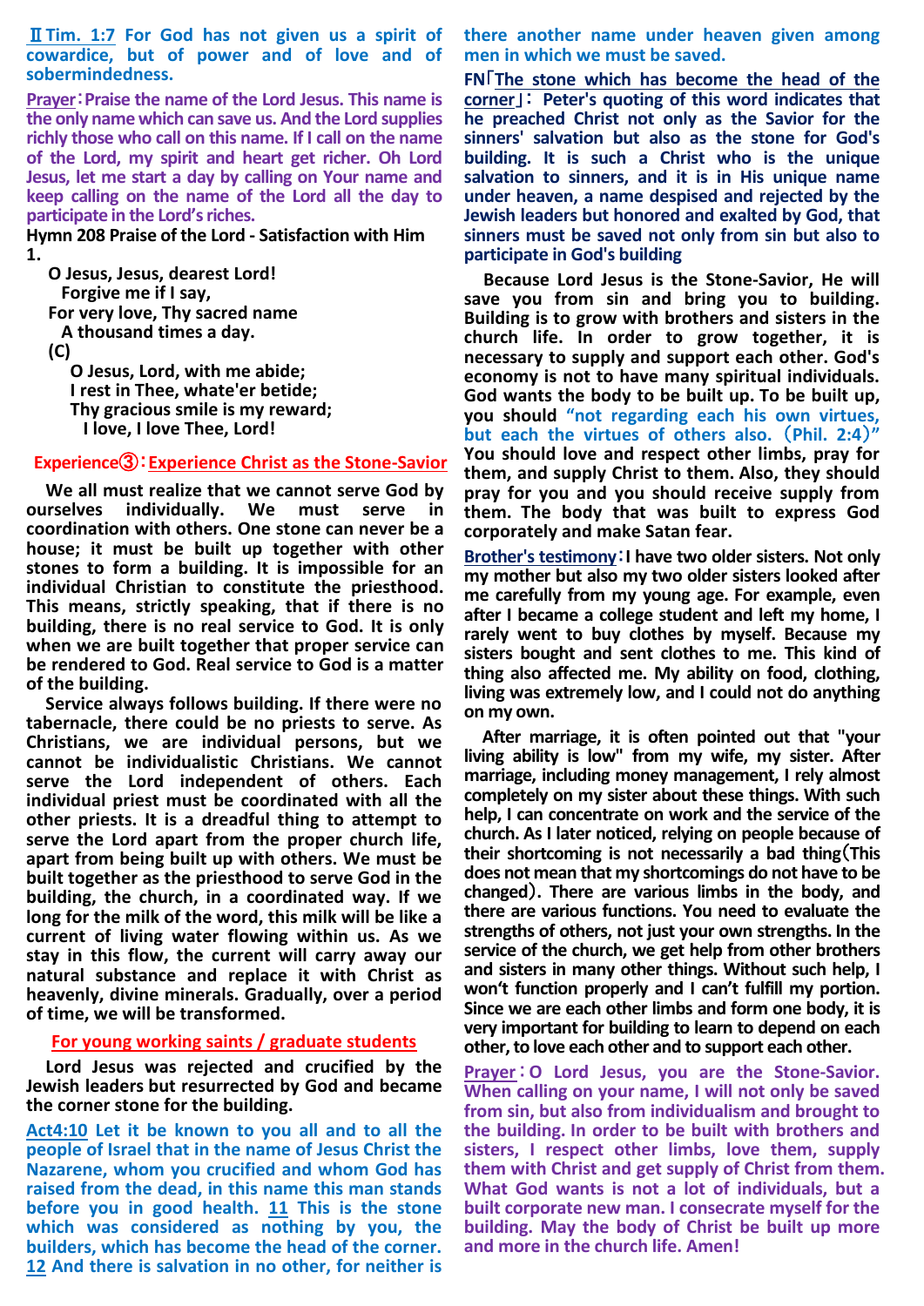**ⅡTim. 1:7 For God has not given us a spirit of cowardice, but of power and of love and of sobermindedness.**

**Prayer：Praise the name of the Lord Jesus. This name is the only name which can save us. And the Lord supplies richly those who call on this name. If I call on the name of the Lord, my spirit and heart get richer. Oh Lord Jesus, let me start a day by calling on Your name and keep calling on the name of the Lord all the day to participate in the Lord's riches.**

**Hymn 208 Praise of the Lord - Satisfaction with Him**

**1.**

**O Jesus, Jesus, dearest Lord!**
**Forgive me if I say,**
**For very love, Thy sacred name**
**A thousand times a day.**

**(C)**

**O Jesus, Lord, with me abide;**
**I rest in Thee, whate'er betide;**
**Thy gracious smile is my reward;**
**I love, I love Thee, Lord!**

## Experience③：Experience Christ as the Stone-Savior

**We all must realize that we cannot serve God by ourselves individually. We must serve in coordination with others. One stone can never be a house; it must be built up together with other stones to form a building. It is impossible for an individual Christian to constitute the priesthood. This means, strictly speaking, that if there is no building, there is no real service to God. It is only when we are built together that proper service can be rendered to God. Real service to God is a matter of the building.**

**Service always follows building. If there were no tabernacle, there could be no priests to serve. As Christians, we are individual persons, but we cannot be individualistic Christians. We cannot serve the Lord independent of others. Each individual priest must be coordinated with all the other priests. It is a dreadful thing to attempt to serve the Lord apart from the proper church life, apart from being built up with others. We must be built together as the priesthood to serve God in the building, the church, in a coordinated way. If we long for the milk of the word, this milk will be like a current of living water flowing within us. As we stay in this flow, the current will carry away our natural substance and replace it with Christ as heavenly, divine minerals. Gradually, over a period of time, we will be transformed.**

### For young working saints / graduate students

**Lord Jesus was rejected and crucified by the Jewish leaders but resurrected by God and became the corner stone for the building.**

**Act4:10 Let it be known to you all and to all the people of Israel that in the name of Jesus Christ the Nazarene, whom you crucified and whom God has raised from the dead, in this name this man stands before you in good health. 11 This is the stone which was considered as nothing by you, the builders, which has become the head of the corner. 12 And there is salvation in no other, for neither is there another name under heaven given among men in which we must be saved.**

**FN「The stone which has become the head of the corner」：Peter's quoting of this word indicates that he preached Christ not only as the Savior for the sinners' salvation but also as the stone for God's building. It is such a Christ who is the unique salvation to sinners, and it is in His unique name under heaven, a name despised and rejected by the Jewish leaders but honored and exalted by God, that sinners must be saved not only from sin but also to participate in God's building**

**Because Lord Jesus is the Stone-Savior, He will save you from sin and bring you to building. Building is to grow with brothers and sisters in the church life. In order to grow together, it is necessary to supply and support each other. God's economy is not to have many spiritual individuals. God wants the body to be built up. To be built up, you should "not regarding each his own virtues, but each the virtues of others also.（Phil. 2:4）" You should love and respect other limbs, pray for them, and supply Christ to them. Also, they should pray for you and you should receive supply from them. The body that was built to express God corporately and make Satan fear.**

**Brother's testimony：I have two older sisters. Not only my mother but also my two older sisters looked after me carefully from my young age. For example, even after I became a college student and left my home, I rarely went to buy clothes by myself. Because my sisters bought and sent clothes to me. This kind of thing also affected me. My ability on food, clothing, living was extremely low, and I could not do anything on my own.**

**After marriage, it is often pointed out that "your living ability is low" from my wife, my sister. After marriage, including money management, I rely almost completely on my sister about these things. With such help, I can concentrate on work and the service of the church. As I later noticed, relying on people because of their shortcoming is not necessarily a bad thing(This does not mean that my shortcomings do not have to be changed). There are various limbs in the body, and there are various functions. You need to evaluate the strengths of others, not just your own strengths. In the service of the church, we get help from other brothers and sisters in many other things. Without such help, I won't function properly and I can't fulfill my portion. Since we are each other limbs and form one body, it is very important for building to learn to depend on each other, to love each other and to support each other.**

**Prayer：O Lord Jesus, you are the Stone-Savior. When calling on your name, I will not only be saved from sin, but also from individualism and brought to the building. In order to be built with brothers and sisters, I respect other limbs, love them, supply them with Christ and get supply of Christ from them. What God wants is not a lot of individuals, but a built corporate new man. I consecrate myself for the building. May the body of Christ be built up more and more in the church life. Amen!**